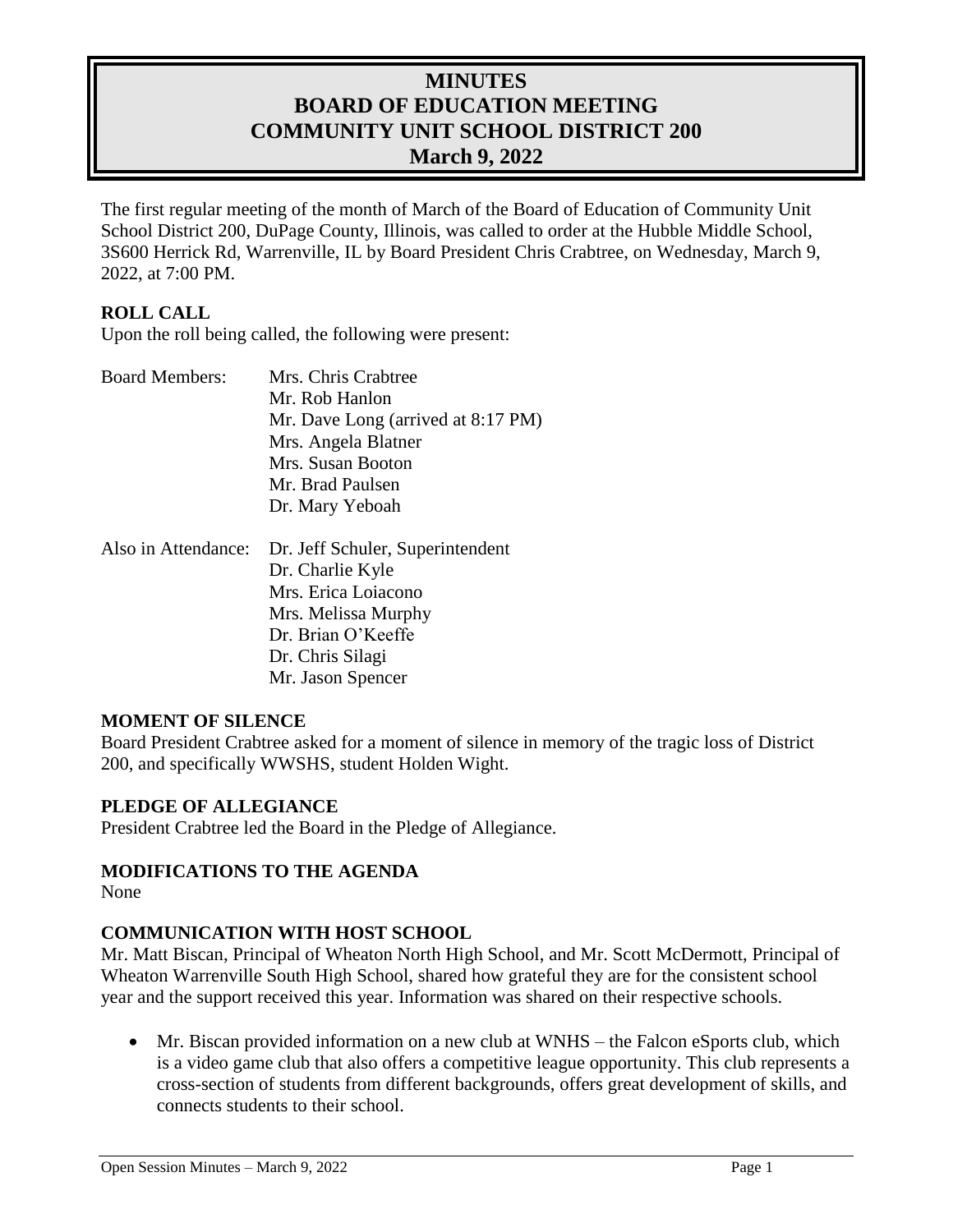# MINUTES
# BOARD OF EDUCATION MEETING
# COMMUNITY UNIT SCHOOL DISTRICT 200
# March 9, 2022

The first regular meeting of the month of March of the Board of Education of Community Unit School District 200, DuPage County, Illinois, was called to order at the Hubble Middle School, 3S600 Herrick Rd, Warrenville, IL by Board President Chris Crabtree, on Wednesday, March 9, 2022, at 7:00 PM.

**ROLL CALL**

Upon the roll being called, the following were present:

Board Members:
- Mrs. Chris Crabtree
- Mr. Rob Hanlon
- Mr. Dave Long (arrived at 8:17 PM)
- Mrs. Angela Blatner
- Mrs. Susan Booton
- Mr. Brad Paulsen
- Dr. Mary Yeboah

Also in Attendance:
- Dr. Jeff Schuler, Superintendent
- Dr. Charlie Kyle
- Mrs. Erica Loiacono
- Mrs. Melissa Murphy
- Dr. Brian O'Keeffe
- Dr. Chris Silagi
- Mr. Jason Spencer

**MOMENT OF SILENCE**

Board President Crabtree asked for a moment of silence in memory of the tragic loss of District 200, and specifically WWSHS, student Holden Wight.

**PLEDGE OF ALLEGIANCE**

President Crabtree led the Board in the Pledge of Allegiance.

**MODIFICATIONS TO THE AGENDA**

None

**COMMUNICATION WITH HOST SCHOOL**

Mr. Matt Biscan, Principal of Wheaton North High School, and Mr. Scott McDermott, Principal of Wheaton Warrenville South High School, shared how grateful they are for the consistent school year and the support received this year. Information was shared on their respective schools.

- Mr. Biscan provided information on a new club at WNHS – the Falcon eSports club, which is a video game club that also offers a competitive league opportunity. This club represents a cross-section of students from different backgrounds, offers great development of skills, and connects students to their school.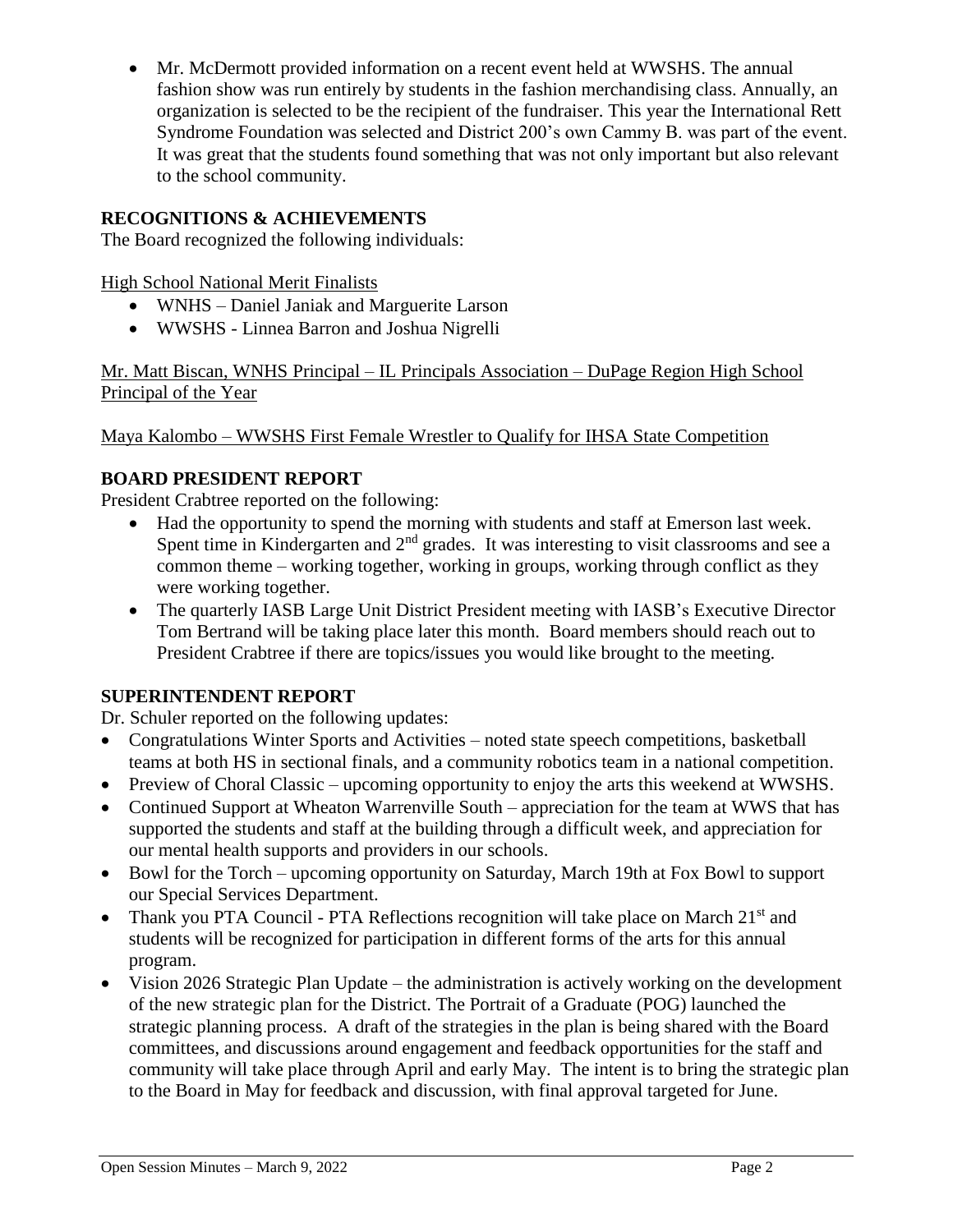- Mr. McDermott provided information on a recent event held at WWSHS. The annual fashion show was run entirely by students in the fashion merchandising class. Annually, an organization is selected to be the recipient of the fundraiser. This year the International Rett Syndrome Foundation was selected and District 200's own Cammy B. was part of the event. It was great that the students found something that was not only important but also relevant to the school community.

**RECOGNITIONS & ACHIEVEMENTS**

The Board recognized the following individuals:

High School National Merit Finalists

- WNHS – Daniel Janiak and Marguerite Larson
- WWSHS - Linnea Barron and Joshua Nigrelli

Mr. Matt Biscan, WNHS Principal – IL Principals Association – DuPage Region High School Principal of the Year

Maya Kalombo – WWSHS First Female Wrestler to Qualify for IHSA State Competition

**BOARD PRESIDENT REPORT**

President Crabtree reported on the following:

- Had the opportunity to spend the morning with students and staff at Emerson last week. Spent time in Kindergarten and 2nd grades. It was interesting to visit classrooms and see a common theme – working together, working in groups, working through conflict as they were working together.
- The quarterly IASB Large Unit District President meeting with IASB's Executive Director Tom Bertrand will be taking place later this month. Board members should reach out to President Crabtree if there are topics/issues you would like brought to the meeting.

**SUPERINTENDENT REPORT**

Dr. Schuler reported on the following updates:

- Congratulations Winter Sports and Activities – noted state speech competitions, basketball teams at both HS in sectional finals, and a community robotics team in a national competition.
- Preview of Choral Classic – upcoming opportunity to enjoy the arts this weekend at WWSHS.
- Continued Support at Wheaton Warrenville South – appreciation for the team at WWS that has supported the students and staff at the building through a difficult week, and appreciation for our mental health supports and providers in our schools.
- Bowl for the Torch – upcoming opportunity on Saturday, March 19th at Fox Bowl to support our Special Services Department.
- Thank you PTA Council - PTA Reflections recognition will take place on March 21st and students will be recognized for participation in different forms of the arts for this annual program.
- Vision 2026 Strategic Plan Update – the administration is actively working on the development of the new strategic plan for the District. The Portrait of a Graduate (POG) launched the strategic planning process. A draft of the strategies in the plan is being shared with the Board committees, and discussions around engagement and feedback opportunities for the staff and community will take place through April and early May. The intent is to bring the strategic plan to the Board in May for feedback and discussion, with final approval targeted for June.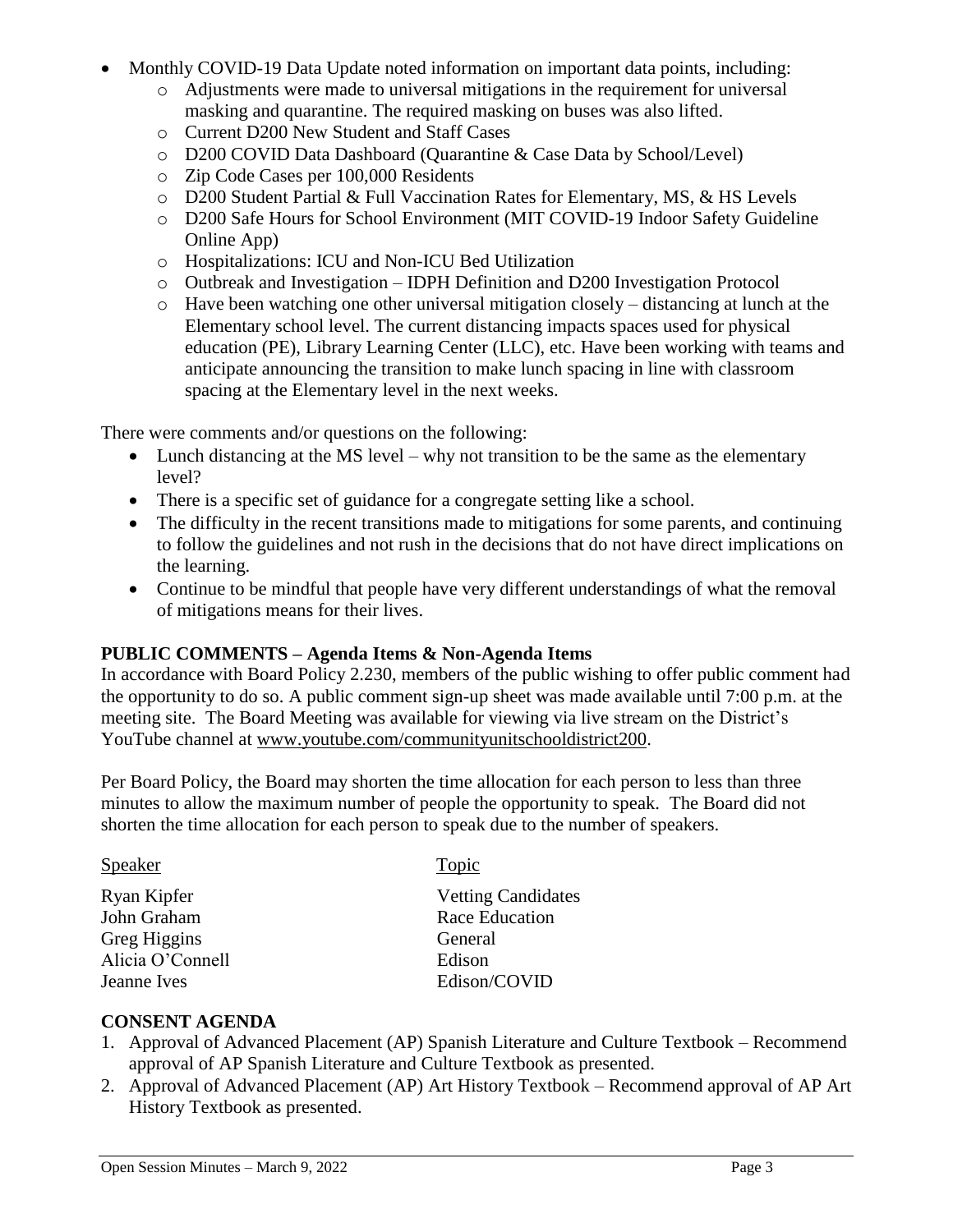- Monthly COVID-19 Data Update noted information on important data points, including:
  - Adjustments were made to universal mitigations in the requirement for universal masking and quarantine. The required masking on buses was also lifted.
  - Current D200 New Student and Staff Cases
  - D200 COVID Data Dashboard (Quarantine & Case Data by School/Level)
  - Zip Code Cases per 100,000 Residents
  - D200 Student Partial & Full Vaccination Rates for Elementary, MS, & HS Levels
  - D200 Safe Hours for School Environment (MIT COVID-19 Indoor Safety Guideline Online App)
  - Hospitalizations: ICU and Non-ICU Bed Utilization
  - Outbreak and Investigation – IDPH Definition and D200 Investigation Protocol
  - Have been watching one other universal mitigation closely – distancing at lunch at the Elementary school level. The current distancing impacts spaces used for physical education (PE), Library Learning Center (LLC), etc. Have been working with teams and anticipate announcing the transition to make lunch spacing in line with classroom spacing at the Elementary level in the next weeks.

There were comments and/or questions on the following:

- Lunch distancing at the MS level – why not transition to be the same as the elementary level?
- There is a specific set of guidance for a congregate setting like a school.
- The difficulty in the recent transitions made to mitigations for some parents, and continuing to follow the guidelines and not rush in the decisions that do not have direct implications on the learning.
- Continue to be mindful that people have very different understandings of what the removal of mitigations means for their lives.

**PUBLIC COMMENTS – Agenda Items & Non-Agenda Items**

In accordance with Board Policy 2.230, members of the public wishing to offer public comment had the opportunity to do so. A public comment sign-up sheet was made available until 7:00 p.m. at the meeting site. The Board Meeting was available for viewing via live stream on the District's YouTube channel at www.youtube.com/communityunitschooldistrict200.

Per Board Policy, the Board may shorten the time allocation for each person to less than three minutes to allow the maximum number of people the opportunity to speak. The Board did not shorten the time allocation for each person to speak due to the number of speakers.

| Speaker | Topic |
|---|---|
| Ryan Kipfer | Vetting Candidates |
| John Graham | Race Education |
| Greg Higgins | General |
| Alicia O'Connell | Edison |
| Jeanne Ives | Edison/COVID |

**CONSENT AGENDA**

1. Approval of Advanced Placement (AP) Spanish Literature and Culture Textbook – Recommend approval of AP Spanish Literature and Culture Textbook as presented.
2. Approval of Advanced Placement (AP) Art History Textbook – Recommend approval of AP Art History Textbook as presented.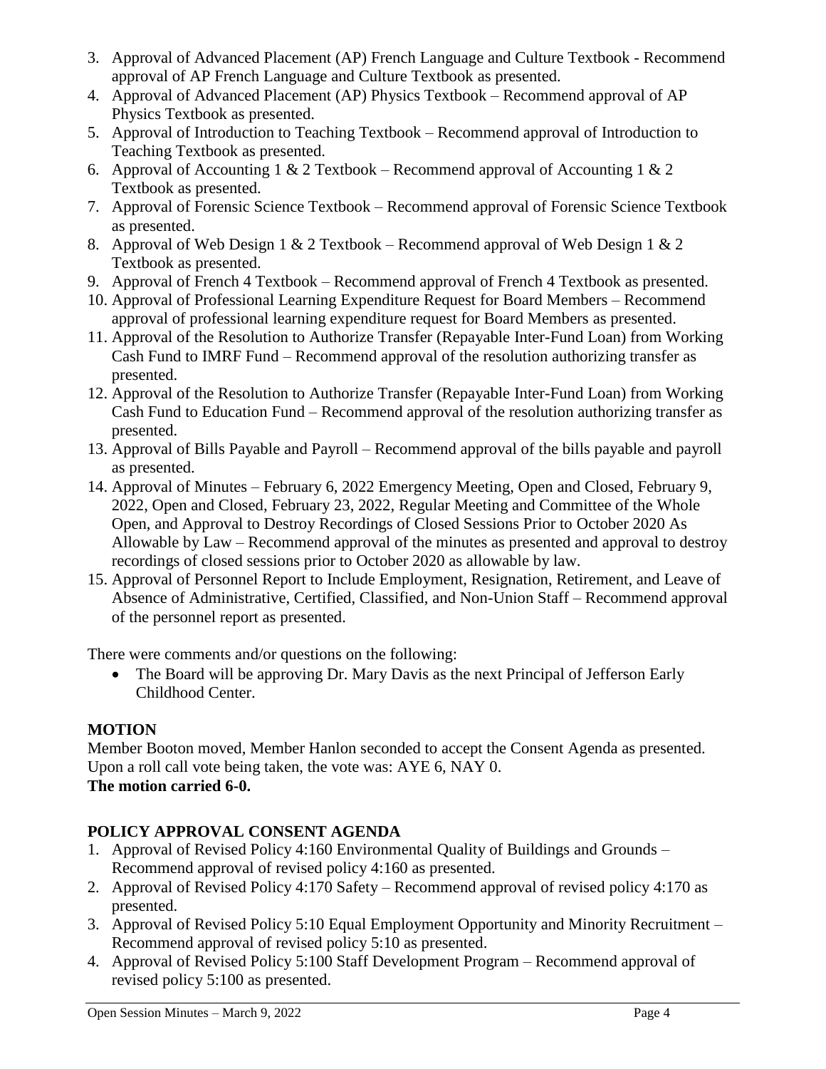3. Approval of Advanced Placement (AP) French Language and Culture Textbook - Recommend approval of AP French Language and Culture Textbook as presented.
4. Approval of Advanced Placement (AP) Physics Textbook – Recommend approval of AP Physics Textbook as presented.
5. Approval of Introduction to Teaching Textbook – Recommend approval of Introduction to Teaching Textbook as presented.
6. Approval of Accounting 1 & 2 Textbook – Recommend approval of Accounting 1 & 2 Textbook as presented.
7. Approval of Forensic Science Textbook – Recommend approval of Forensic Science Textbook as presented.
8. Approval of Web Design 1 & 2 Textbook – Recommend approval of Web Design 1 & 2 Textbook as presented.
9. Approval of French 4 Textbook – Recommend approval of French 4 Textbook as presented.
10. Approval of Professional Learning Expenditure Request for Board Members – Recommend approval of professional learning expenditure request for Board Members as presented.
11. Approval of the Resolution to Authorize Transfer (Repayable Inter-Fund Loan) from Working Cash Fund to IMRF Fund – Recommend approval of the resolution authorizing transfer as presented.
12. Approval of the Resolution to Authorize Transfer (Repayable Inter-Fund Loan) from Working Cash Fund to Education Fund – Recommend approval of the resolution authorizing transfer as presented.
13. Approval of Bills Payable and Payroll – Recommend approval of the bills payable and payroll as presented.
14. Approval of Minutes – February 6, 2022 Emergency Meeting, Open and Closed, February 9, 2022, Open and Closed, February 23, 2022, Regular Meeting and Committee of the Whole Open, and Approval to Destroy Recordings of Closed Sessions Prior to October 2020 As Allowable by Law – Recommend approval of the minutes as presented and approval to destroy recordings of closed sessions prior to October 2020 as allowable by law.
15. Approval of Personnel Report to Include Employment, Resignation, Retirement, and Leave of Absence of Administrative, Certified, Classified, and Non-Union Staff – Recommend approval of the personnel report as presented.

There were comments and/or questions on the following:

- The Board will be approving Dr. Mary Davis as the next Principal of Jefferson Early Childhood Center.

**MOTION**

Member Booton moved, Member Hanlon seconded to accept the Consent Agenda as presented. Upon a roll call vote being taken, the vote was: AYE 6, NAY 0.

**The motion carried 6-0.**

**POLICY APPROVAL CONSENT AGENDA**

1. Approval of Revised Policy 4:160 Environmental Quality of Buildings and Grounds – Recommend approval of revised policy 4:160 as presented.
2. Approval of Revised Policy 4:170 Safety – Recommend approval of revised policy 4:170 as presented.
3. Approval of Revised Policy 5:10 Equal Employment Opportunity and Minority Recruitment – Recommend approval of revised policy 5:10 as presented.
4. Approval of Revised Policy 5:100 Staff Development Program – Recommend approval of revised policy 5:100 as presented.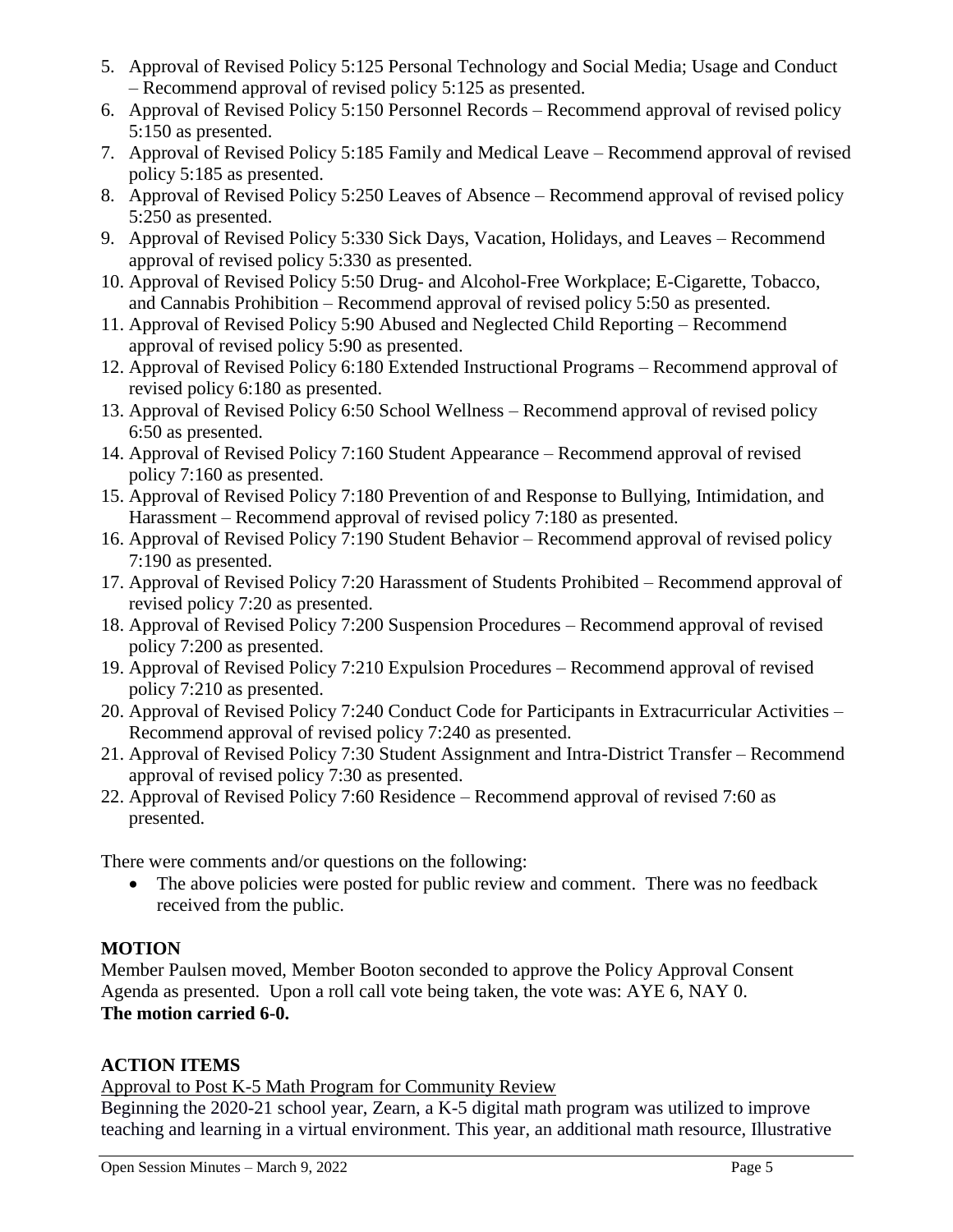5. Approval of Revised Policy 5:125 Personal Technology and Social Media; Usage and Conduct – Recommend approval of revised policy 5:125 as presented.
6. Approval of Revised Policy 5:150 Personnel Records – Recommend approval of revised policy 5:150 as presented.
7. Approval of Revised Policy 5:185 Family and Medical Leave – Recommend approval of revised policy 5:185 as presented.
8. Approval of Revised Policy 5:250 Leaves of Absence – Recommend approval of revised policy 5:250 as presented.
9. Approval of Revised Policy 5:330 Sick Days, Vacation, Holidays, and Leaves – Recommend approval of revised policy 5:330 as presented.
10. Approval of Revised Policy 5:50 Drug- and Alcohol-Free Workplace; E-Cigarette, Tobacco, and Cannabis Prohibition – Recommend approval of revised policy 5:50 as presented.
11. Approval of Revised Policy 5:90 Abused and Neglected Child Reporting – Recommend approval of revised policy 5:90 as presented.
12. Approval of Revised Policy 6:180 Extended Instructional Programs – Recommend approval of revised policy 6:180 as presented.
13. Approval of Revised Policy 6:50 School Wellness – Recommend approval of revised policy 6:50 as presented.
14. Approval of Revised Policy 7:160 Student Appearance – Recommend approval of revised policy 7:160 as presented.
15. Approval of Revised Policy 7:180 Prevention of and Response to Bullying, Intimidation, and Harassment – Recommend approval of revised policy 7:180 as presented.
16. Approval of Revised Policy 7:190 Student Behavior – Recommend approval of revised policy 7:190 as presented.
17. Approval of Revised Policy 7:20 Harassment of Students Prohibited – Recommend approval of revised policy 7:20 as presented.
18. Approval of Revised Policy 7:200 Suspension Procedures – Recommend approval of revised policy 7:200 as presented.
19. Approval of Revised Policy 7:210 Expulsion Procedures – Recommend approval of revised policy 7:210 as presented.
20. Approval of Revised Policy 7:240 Conduct Code for Participants in Extracurricular Activities – Recommend approval of revised policy 7:240 as presented.
21. Approval of Revised Policy 7:30 Student Assignment and Intra-District Transfer – Recommend approval of revised policy 7:30 as presented.
22. Approval of Revised Policy 7:60 Residence – Recommend approval of revised 7:60 as presented.

There were comments and/or questions on the following:

- The above policies were posted for public review and comment. There was no feedback received from the public.

**MOTION**

Member Paulsen moved, Member Booton seconded to approve the Policy Approval Consent Agenda as presented. Upon a roll call vote being taken, the vote was: AYE 6, NAY 0.
**The motion carried 6-0.**

**ACTION ITEMS**

Approval to Post K-5 Math Program for Community Review

Beginning the 2020-21 school year, Zearn, a K-5 digital math program was utilized to improve teaching and learning in a virtual environment. This year, an additional math resource, Illustrative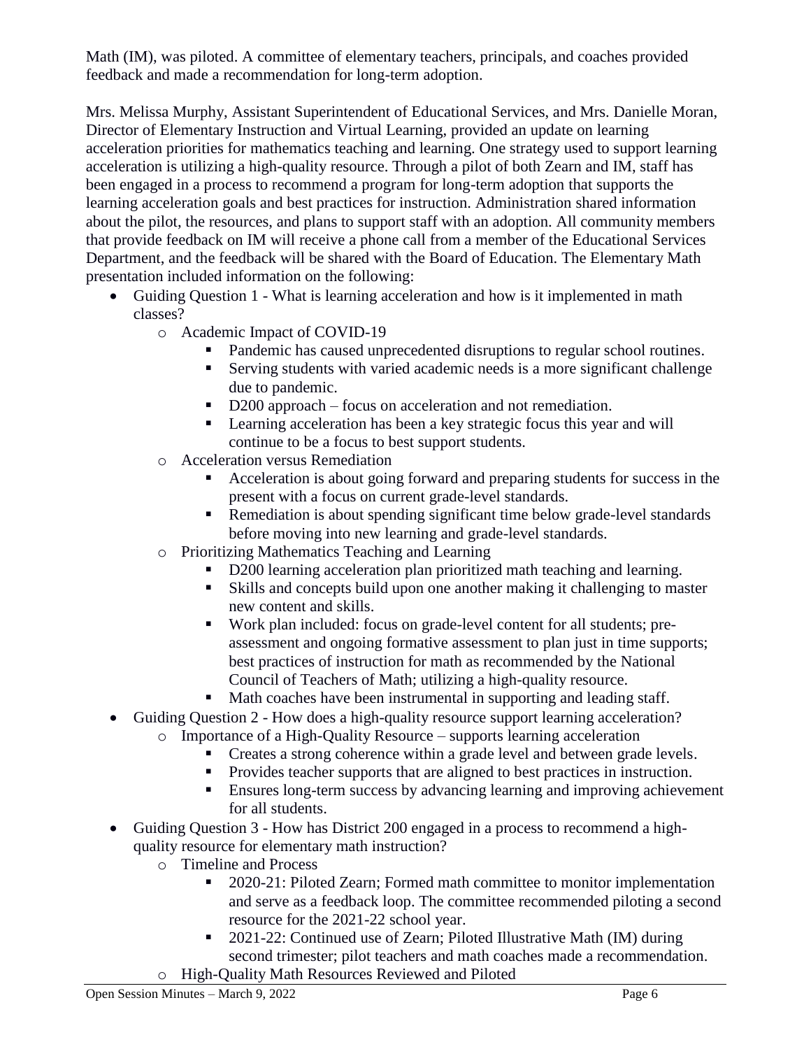Math (IM), was piloted. A committee of elementary teachers, principals, and coaches provided feedback and made a recommendation for long-term adoption.

Mrs. Melissa Murphy, Assistant Superintendent of Educational Services, and Mrs. Danielle Moran, Director of Elementary Instruction and Virtual Learning, provided an update on learning acceleration priorities for mathematics teaching and learning. One strategy used to support learning acceleration is utilizing a high-quality resource. Through a pilot of both Zearn and IM, staff has been engaged in a process to recommend a program for long-term adoption that supports the learning acceleration goals and best practices for instruction. Administration shared information about the pilot, the resources, and plans to support staff with an adoption. All community members that provide feedback on IM will receive a phone call from a member of the Educational Services Department, and the feedback will be shared with the Board of Education. The Elementary Math presentation included information on the following:

- Guiding Question 1 - What is learning acceleration and how is it implemented in math classes?
  - Academic Impact of COVID-19
    - Pandemic has caused unprecedented disruptions to regular school routines.
    - Serving students with varied academic needs is a more significant challenge due to pandemic.
    - D200 approach – focus on acceleration and not remediation.
    - Learning acceleration has been a key strategic focus this year and will continue to be a focus to best support students.
  - Acceleration versus Remediation
    - Acceleration is about going forward and preparing students for success in the present with a focus on current grade-level standards.
    - Remediation is about spending significant time below grade-level standards before moving into new learning and grade-level standards.
  - Prioritizing Mathematics Teaching and Learning
    - D200 learning acceleration plan prioritized math teaching and learning.
    - Skills and concepts build upon one another making it challenging to master new content and skills.
    - Work plan included: focus on grade-level content for all students; pre-assessment and ongoing formative assessment to plan just in time supports; best practices of instruction for math as recommended by the National Council of Teachers of Math; utilizing a high-quality resource.
    - Math coaches have been instrumental in supporting and leading staff.
- Guiding Question 2 - How does a high-quality resource support learning acceleration?
  - Importance of a High-Quality Resource – supports learning acceleration
    - Creates a strong coherence within a grade level and between grade levels.
    - Provides teacher supports that are aligned to best practices in instruction.
    - Ensures long-term success by advancing learning and improving achievement for all students.
- Guiding Question 3 - How has District 200 engaged in a process to recommend a high-quality resource for elementary math instruction?
  - Timeline and Process
    - 2020-21: Piloted Zearn; Formed math committee to monitor implementation and serve as a feedback loop. The committee recommended piloting a second resource for the 2021-22 school year.
    - 2021-22: Continued use of Zearn; Piloted Illustrative Math (IM) during second trimester; pilot teachers and math coaches made a recommendation.
  - High-Quality Math Resources Reviewed and Piloted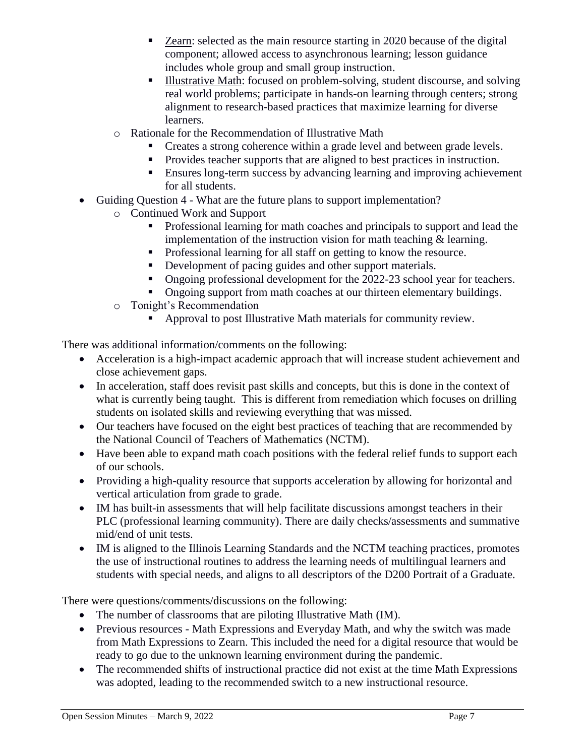- Zearn: selected as the main resource starting in 2020 because of the digital component; allowed access to asynchronous learning; lesson guidance includes whole group and small group instruction.
        - Illustrative Math: focused on problem-solving, student discourse, and solving real world problems; participate in hands-on learning through centers; strong alignment to research-based practices that maximize learning for diverse learners.
    - Rationale for the Recommendation of Illustrative Math
        - Creates a strong coherence within a grade level and between grade levels.
        - Provides teacher supports that are aligned to best practices in instruction.
        - Ensures long-term success by advancing learning and improving achievement for all students.
- Guiding Question 4 - What are the future plans to support implementation?
    - Continued Work and Support
        - Professional learning for math coaches and principals to support and lead the implementation of the instruction vision for math teaching & learning.
        - Professional learning for all staff on getting to know the resource.
        - Development of pacing guides and other support materials.
        - Ongoing professional development for the 2022-23 school year for teachers.
        - Ongoing support from math coaches at our thirteen elementary buildings.
    - Tonight's Recommendation
        - Approval to post Illustrative Math materials for community review.

There was additional information/comments on the following:

- Acceleration is a high-impact academic approach that will increase student achievement and close achievement gaps.
- In acceleration, staff does revisit past skills and concepts, but this is done in the context of what is currently being taught. This is different from remediation which focuses on drilling students on isolated skills and reviewing everything that was missed.
- Our teachers have focused on the eight best practices of teaching that are recommended by the National Council of Teachers of Mathematics (NCTM).
- Have been able to expand math coach positions with the federal relief funds to support each of our schools.
- Providing a high-quality resource that supports acceleration by allowing for horizontal and vertical articulation from grade to grade.
- IM has built-in assessments that will help facilitate discussions amongst teachers in their PLC (professional learning community). There are daily checks/assessments and summative mid/end of unit tests.
- IM is aligned to the Illinois Learning Standards and the NCTM teaching practices, promotes the use of instructional routines to address the learning needs of multilingual learners and students with special needs, and aligns to all descriptors of the D200 Portrait of a Graduate.

There were questions/comments/discussions on the following:

- The number of classrooms that are piloting Illustrative Math (IM).
- Previous resources - Math Expressions and Everyday Math, and why the switch was made from Math Expressions to Zearn. This included the need for a digital resource that would be ready to go due to the unknown learning environment during the pandemic.
- The recommended shifts of instructional practice did not exist at the time Math Expressions was adopted, leading to the recommended switch to a new instructional resource.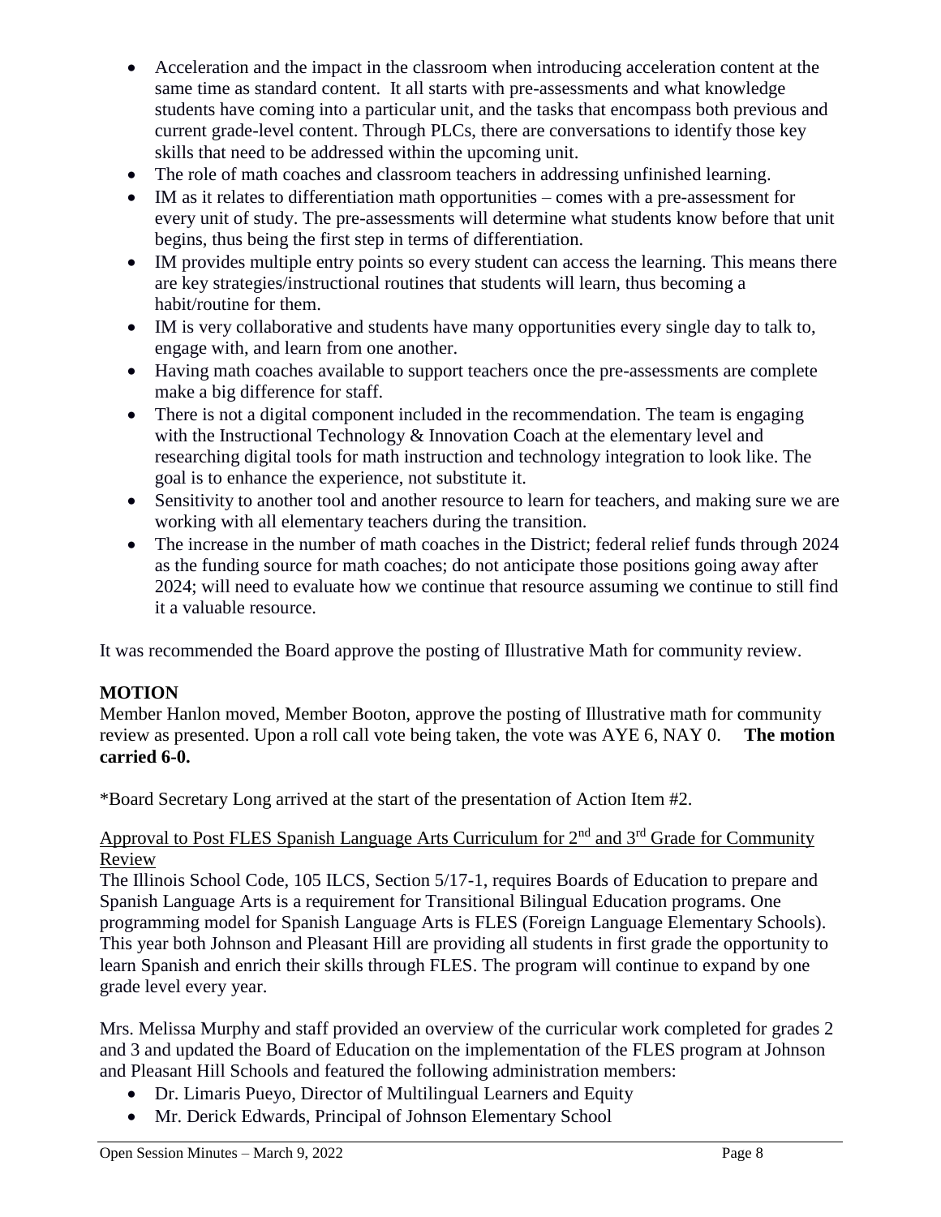- Acceleration and the impact in the classroom when introducing acceleration content at the same time as standard content. It all starts with pre-assessments and what knowledge students have coming into a particular unit, and the tasks that encompass both previous and current grade-level content. Through PLCs, there are conversations to identify those key skills that need to be addressed within the upcoming unit.
- The role of math coaches and classroom teachers in addressing unfinished learning.
- IM as it relates to differentiation math opportunities – comes with a pre-assessment for every unit of study. The pre-assessments will determine what students know before that unit begins, thus being the first step in terms of differentiation.
- IM provides multiple entry points so every student can access the learning. This means there are key strategies/instructional routines that students will learn, thus becoming a habit/routine for them.
- IM is very collaborative and students have many opportunities every single day to talk to, engage with, and learn from one another.
- Having math coaches available to support teachers once the pre-assessments are complete make a big difference for staff.
- There is not a digital component included in the recommendation. The team is engaging with the Instructional Technology & Innovation Coach at the elementary level and researching digital tools for math instruction and technology integration to look like. The goal is to enhance the experience, not substitute it.
- Sensitivity to another tool and another resource to learn for teachers, and making sure we are working with all elementary teachers during the transition.
- The increase in the number of math coaches in the District; federal relief funds through 2024 as the funding source for math coaches; do not anticipate those positions going away after 2024; will need to evaluate how we continue that resource assuming we continue to still find it a valuable resource.

It was recommended the Board approve the posting of Illustrative Math for community review.

**MOTION**

Member Hanlon moved, Member Booton, approve the posting of Illustrative math for community review as presented. Upon a roll call vote being taken, the vote was AYE 6, NAY 0. **The motion carried 6-0.**

*Board Secretary Long arrived at the start of the presentation of Action Item #2.

<u>Approval to Post FLES Spanish Language Arts Curriculum for 2nd and 3rd Grade for Community Review</u>

The Illinois School Code, 105 ILCS, Section 5/17-1, requires Boards of Education to prepare and Spanish Language Arts is a requirement for Transitional Bilingual Education programs. One programming model for Spanish Language Arts is FLES (Foreign Language Elementary Schools). This year both Johnson and Pleasant Hill are providing all students in first grade the opportunity to learn Spanish and enrich their skills through FLES. The program will continue to expand by one grade level every year.

Mrs. Melissa Murphy and staff provided an overview of the curricular work completed for grades 2 and 3 and updated the Board of Education on the implementation of the FLES program at Johnson and Pleasant Hill Schools and featured the following administration members:

- Dr. Limaris Pueyo, Director of Multilingual Learners and Equity
- Mr. Derick Edwards, Principal of Johnson Elementary School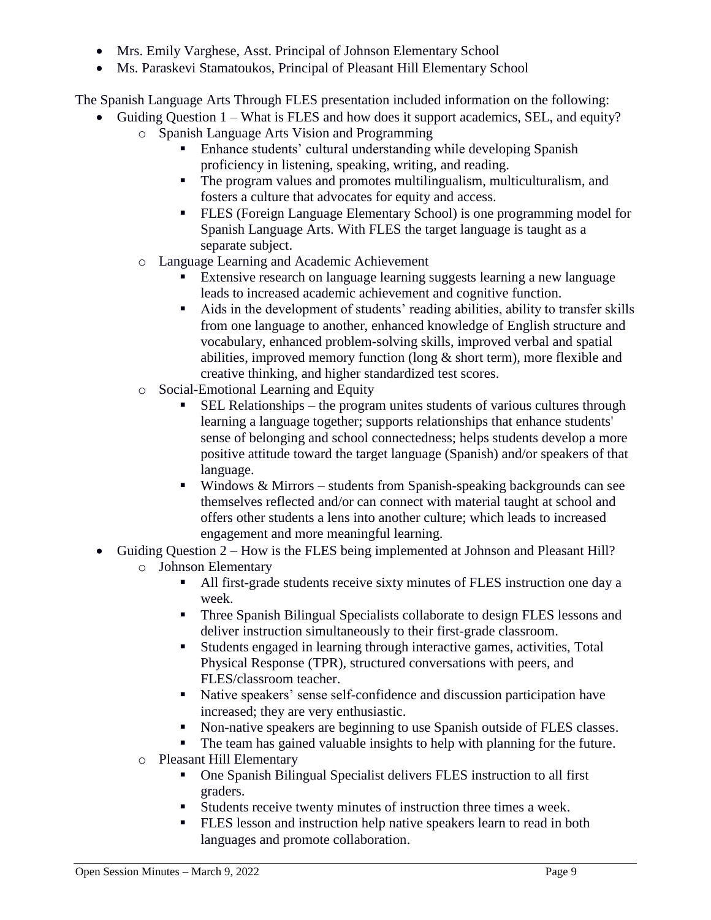- Mrs. Emily Varghese, Asst. Principal of Johnson Elementary School
- Ms. Paraskevi Stamatoukos, Principal of Pleasant Hill Elementary School

The Spanish Language Arts Through FLES presentation included information on the following:

- Guiding Question 1 – What is FLES and how does it support academics, SEL, and equity?
  - Spanish Language Arts Vision and Programming
    - Enhance students' cultural understanding while developing Spanish proficiency in listening, speaking, writing, and reading.
    - The program values and promotes multilingualism, multiculturalism, and fosters a culture that advocates for equity and access.
    - FLES (Foreign Language Elementary School) is one programming model for Spanish Language Arts. With FLES the target language is taught as a separate subject.
  - Language Learning and Academic Achievement
    - Extensive research on language learning suggests learning a new language leads to increased academic achievement and cognitive function.
    - Aids in the development of students' reading abilities, ability to transfer skills from one language to another, enhanced knowledge of English structure and vocabulary, enhanced problem-solving skills, improved verbal and spatial abilities, improved memory function (long & short term), more flexible and creative thinking, and higher standardized test scores.
  - Social-Emotional Learning and Equity
    - SEL Relationships – the program unites students of various cultures through learning a language together; supports relationships that enhance students' sense of belonging and school connectedness; helps students develop a more positive attitude toward the target language (Spanish) and/or speakers of that language.
    - Windows & Mirrors – students from Spanish-speaking backgrounds can see themselves reflected and/or can connect with material taught at school and offers other students a lens into another culture; which leads to increased engagement and more meaningful learning.
- Guiding Question 2 – How is the FLES being implemented at Johnson and Pleasant Hill?
  - Johnson Elementary
    - All first-grade students receive sixty minutes of FLES instruction one day a week.
    - Three Spanish Bilingual Specialists collaborate to design FLES lessons and deliver instruction simultaneously to their first-grade classroom.
    - Students engaged in learning through interactive games, activities, Total Physical Response (TPR), structured conversations with peers, and FLES/classroom teacher.
    - Native speakers' sense self-confidence and discussion participation have increased; they are very enthusiastic.
    - Non-native speakers are beginning to use Spanish outside of FLES classes.
    - The team has gained valuable insights to help with planning for the future.
  - Pleasant Hill Elementary
    - One Spanish Bilingual Specialist delivers FLES instruction to all first graders.
    - Students receive twenty minutes of instruction three times a week.
    - FLES lesson and instruction help native speakers learn to read in both languages and promote collaboration.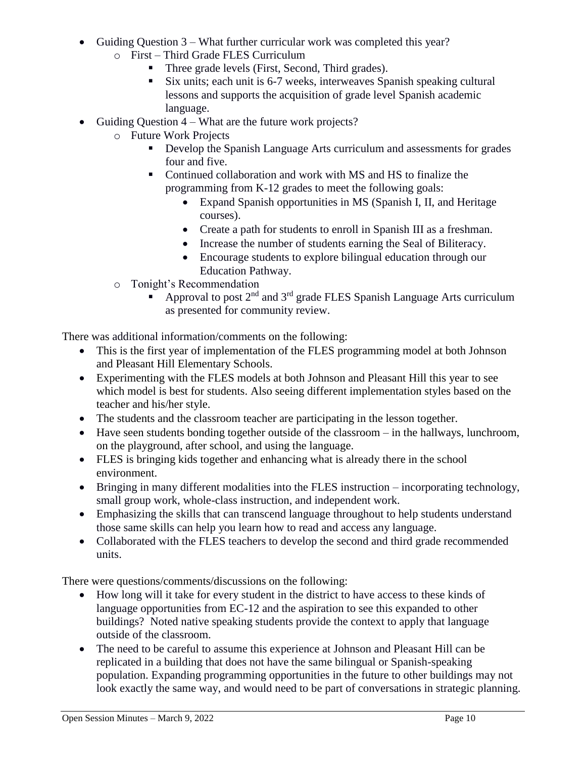- Guiding Question 3 – What further curricular work was completed this year?
  - First – Third Grade FLES Curriculum
    - Three grade levels (First, Second, Third grades).
    - Six units; each unit is 6-7 weeks, interweaves Spanish speaking cultural lessons and supports the acquisition of grade level Spanish academic language.
- Guiding Question 4 – What are the future work projects?
  - Future Work Projects
    - Develop the Spanish Language Arts curriculum and assessments for grades four and five.
    - Continued collaboration and work with MS and HS to finalize the programming from K-12 grades to meet the following goals:
      - Expand Spanish opportunities in MS (Spanish I, II, and Heritage courses).
      - Create a path for students to enroll in Spanish III as a freshman.
      - Increase the number of students earning the Seal of Biliteracy.
      - Encourage students to explore bilingual education through our Education Pathway.
  - Tonight's Recommendation
    - Approval to post 2nd and 3rd grade FLES Spanish Language Arts curriculum as presented for community review.

There was additional information/comments on the following:

- This is the first year of implementation of the FLES programming model at both Johnson and Pleasant Hill Elementary Schools.
- Experimenting with the FLES models at both Johnson and Pleasant Hill this year to see which model is best for students. Also seeing different implementation styles based on the teacher and his/her style.
- The students and the classroom teacher are participating in the lesson together.
- Have seen students bonding together outside of the classroom – in the hallways, lunchroom, on the playground, after school, and using the language.
- FLES is bringing kids together and enhancing what is already there in the school environment.
- Bringing in many different modalities into the FLES instruction – incorporating technology, small group work, whole-class instruction, and independent work.
- Emphasizing the skills that can transcend language throughout to help students understand those same skills can help you learn how to read and access any language.
- Collaborated with the FLES teachers to develop the second and third grade recommended units.

There were questions/comments/discussions on the following:

- How long will it take for every student in the district to have access to these kinds of language opportunities from EC-12 and the aspiration to see this expanded to other buildings? Noted native speaking students provide the context to apply that language outside of the classroom.
- The need to be careful to assume this experience at Johnson and Pleasant Hill can be replicated in a building that does not have the same bilingual or Spanish-speaking population. Expanding programming opportunities in the future to other buildings may not look exactly the same way, and would need to be part of conversations in strategic planning.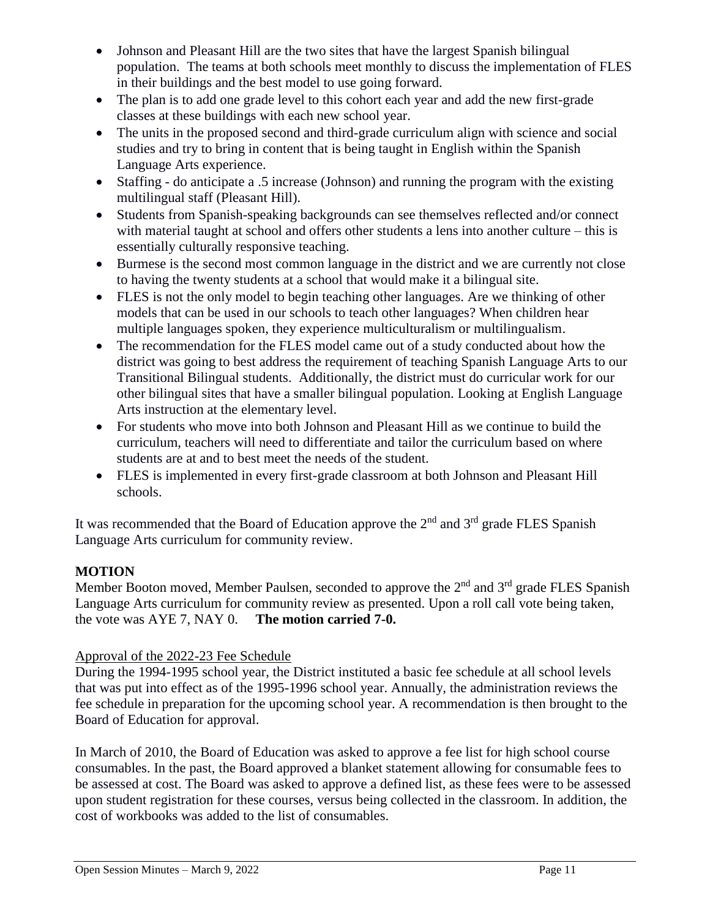- Johnson and Pleasant Hill are the two sites that have the largest Spanish bilingual population. The teams at both schools meet monthly to discuss the implementation of FLES in their buildings and the best model to use going forward.
- The plan is to add one grade level to this cohort each year and add the new first-grade classes at these buildings with each new school year.
- The units in the proposed second and third-grade curriculum align with science and social studies and try to bring in content that is being taught in English within the Spanish Language Arts experience.
- Staffing - do anticipate a .5 increase (Johnson) and running the program with the existing multilingual staff (Pleasant Hill).
- Students from Spanish-speaking backgrounds can see themselves reflected and/or connect with material taught at school and offers other students a lens into another culture – this is essentially culturally responsive teaching.
- Burmese is the second most common language in the district and we are currently not close to having the twenty students at a school that would make it a bilingual site.
- FLES is not the only model to begin teaching other languages. Are we thinking of other models that can be used in our schools to teach other languages? When children hear multiple languages spoken, they experience multiculturalism or multilingualism.
- The recommendation for the FLES model came out of a study conducted about how the district was going to best address the requirement of teaching Spanish Language Arts to our Transitional Bilingual students. Additionally, the district must do curricular work for our other bilingual sites that have a smaller bilingual population. Looking at English Language Arts instruction at the elementary level.
- For students who move into both Johnson and Pleasant Hill as we continue to build the curriculum, teachers will need to differentiate and tailor the curriculum based on where students are at and to best meet the needs of the student.
- FLES is implemented in every first-grade classroom at both Johnson and Pleasant Hill schools.

It was recommended that the Board of Education approve the 2nd and 3rd grade FLES Spanish Language Arts curriculum for community review.

**MOTION**

Member Booton moved, Member Paulsen, seconded to approve the 2nd and 3rd grade FLES Spanish Language Arts curriculum for community review as presented. Upon a roll call vote being taken, the vote was AYE 7, NAY 0. **The motion carried 7-0.**

Approval of the 2022-23 Fee Schedule

During the 1994-1995 school year, the District instituted a basic fee schedule at all school levels that was put into effect as of the 1995-1996 school year. Annually, the administration reviews the fee schedule in preparation for the upcoming school year. A recommendation is then brought to the Board of Education for approval.

In March of 2010, the Board of Education was asked to approve a fee list for high school course consumables. In the past, the Board approved a blanket statement allowing for consumable fees to be assessed at cost. The Board was asked to approve a defined list, as these fees were to be assessed upon student registration for these courses, versus being collected in the classroom. In addition, the cost of workbooks was added to the list of consumables.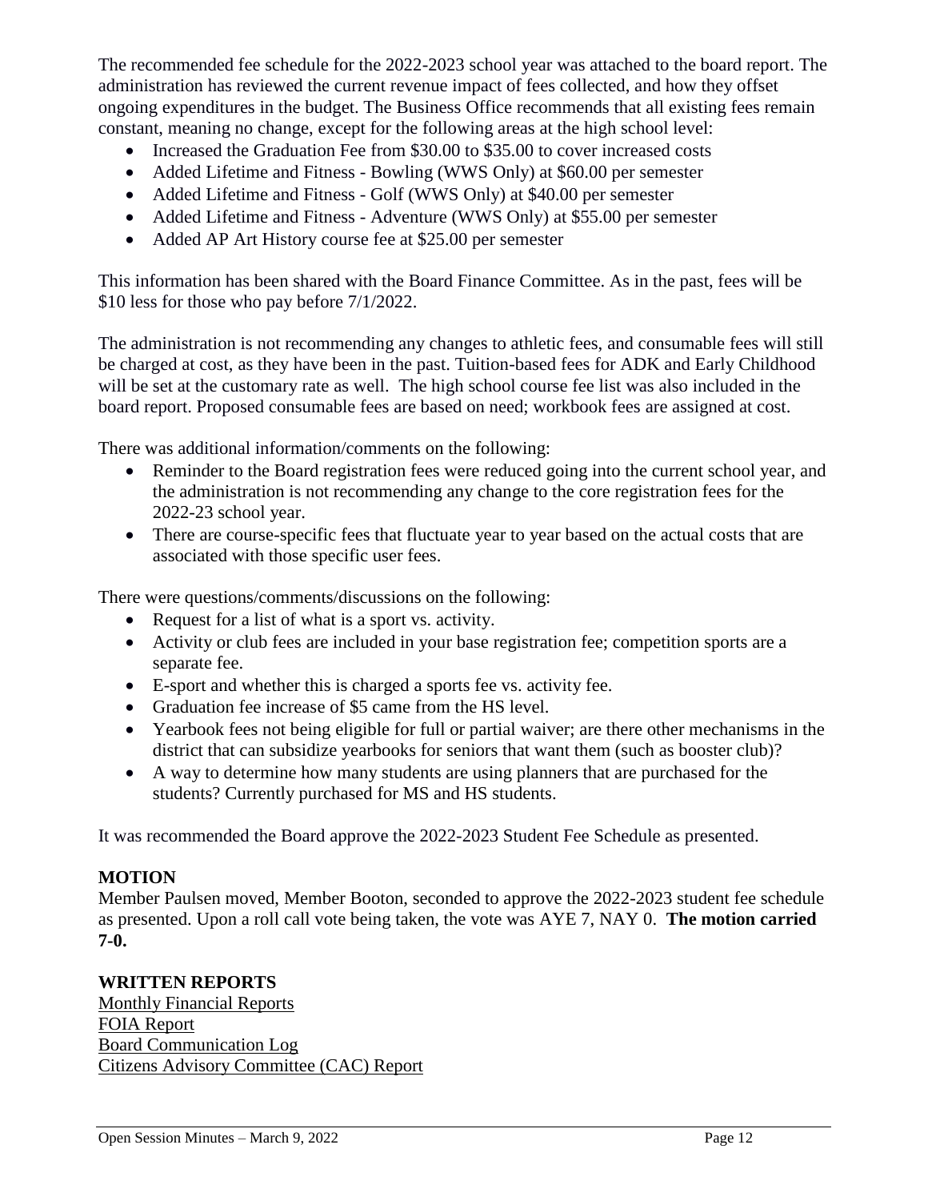The recommended fee schedule for the 2022-2023 school year was attached to the board report. The administration has reviewed the current revenue impact of fees collected, and how they offset ongoing expenditures in the budget. The Business Office recommends that all existing fees remain constant, meaning no change, except for the following areas at the high school level:

- Increased the Graduation Fee from $30.00 to $35.00 to cover increased costs
- Added Lifetime and Fitness - Bowling (WWS Only) at $60.00 per semester
- Added Lifetime and Fitness - Golf (WWS Only) at $40.00 per semester
- Added Lifetime and Fitness - Adventure (WWS Only) at $55.00 per semester
- Added AP Art History course fee at $25.00 per semester

This information has been shared with the Board Finance Committee. As in the past, fees will be $10 less for those who pay before 7/1/2022.

The administration is not recommending any changes to athletic fees, and consumable fees will still be charged at cost, as they have been in the past. Tuition-based fees for ADK and Early Childhood will be set at the customary rate as well. The high school course fee list was also included in the board report. Proposed consumable fees are based on need; workbook fees are assigned at cost.

There was additional information/comments on the following:

- Reminder to the Board registration fees were reduced going into the current school year, and the administration is not recommending any change to the core registration fees for the 2022-23 school year.
- There are course-specific fees that fluctuate year to year based on the actual costs that are associated with those specific user fees.

There were questions/comments/discussions on the following:

- Request for a list of what is a sport vs. activity.
- Activity or club fees are included in your base registration fee; competition sports are a separate fee.
- E-sport and whether this is charged a sports fee vs. activity fee.
- Graduation fee increase of $5 came from the HS level.
- Yearbook fees not being eligible for full or partial waiver; are there other mechanisms in the district that can subsidize yearbooks for seniors that want them (such as booster club)?
- A way to determine how many students are using planners that are purchased for the students? Currently purchased for MS and HS students.

It was recommended the Board approve the 2022-2023 Student Fee Schedule as presented.

**MOTION**

Member Paulsen moved, Member Booton, seconded to approve the 2022-2023 student fee schedule as presented. Upon a roll call vote being taken, the vote was AYE 7, NAY 0. **The motion carried 7-0.**

**WRITTEN REPORTS**

Monthly Financial Reports
FOIA Report
Board Communication Log
Citizens Advisory Committee (CAC) Report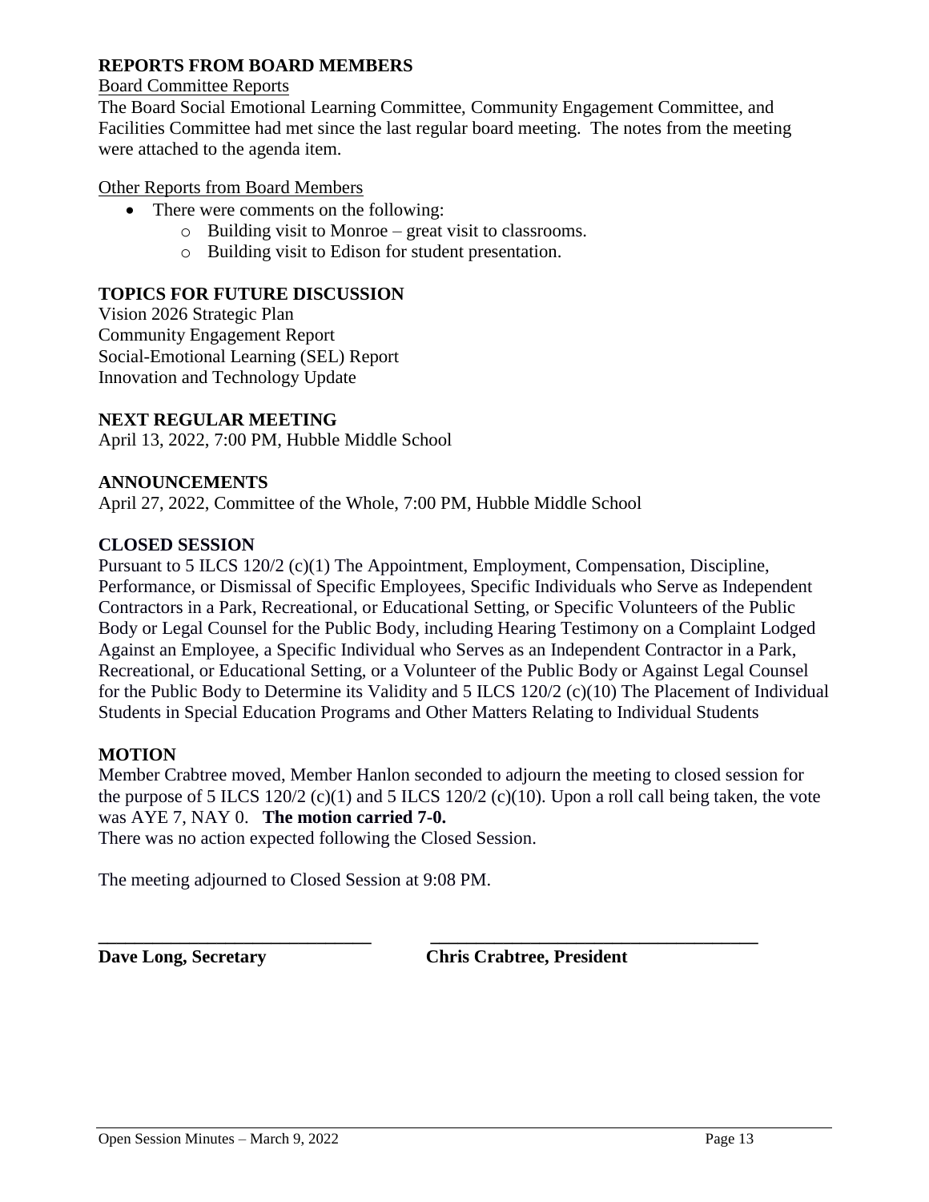## REPORTS FROM BOARD MEMBERS

Board Committee Reports

The Board Social Emotional Learning Committee, Community Engagement Committee, and Facilities Committee had met since the last regular board meeting. The notes from the meeting were attached to the agenda item.

Other Reports from Board Members

- There were comments on the following:
  - Building visit to Monroe – great visit to classrooms.
  - Building visit to Edison for student presentation.

## TOPICS FOR FUTURE DISCUSSION

Vision 2026 Strategic Plan
Community Engagement Report
Social-Emotional Learning (SEL) Report
Innovation and Technology Update

## NEXT REGULAR MEETING

April 13, 2022, 7:00 PM, Hubble Middle School

## ANNOUNCEMENTS

April 27, 2022, Committee of the Whole, 7:00 PM, Hubble Middle School

## CLOSED SESSION

Pursuant to 5 ILCS 120/2 (c)(1) The Appointment, Employment, Compensation, Discipline, Performance, or Dismissal of Specific Employees, Specific Individuals who Serve as Independent Contractors in a Park, Recreational, or Educational Setting, or Specific Volunteers of the Public Body or Legal Counsel for the Public Body, including Hearing Testimony on a Complaint Lodged Against an Employee, a Specific Individual who Serves as an Independent Contractor in a Park, Recreational, or Educational Setting, or a Volunteer of the Public Body or Against Legal Counsel for the Public Body to Determine its Validity and 5 ILCS 120/2 (c)(10) The Placement of Individual Students in Special Education Programs and Other Matters Relating to Individual Students

## MOTION

Member Crabtree moved, Member Hanlon seconded to adjourn the meeting to closed session for the purpose of 5 ILCS 120/2 (c)(1) and 5 ILCS 120/2 (c)(10). Upon a roll call being taken, the vote was AYE 7, NAY 0. **The motion carried 7-0.**
There was no action expected following the Closed Session.

The meeting adjourned to Closed Session at 9:08 PM.

\_\_\_\_\_\_\_\_\_\_\_\_\_\_\_\_\_\_\_\_\_\_\_\_\_\_\_\_\_\_ \_\_\_\_\_\_\_\_\_\_\_\_\_\_\_\_\_\_\_\_\_\_\_\_\_\_\_\_\_\_\_\_\_\_\_\_

**Dave Long, Secretary** **Chris Crabtree, President**